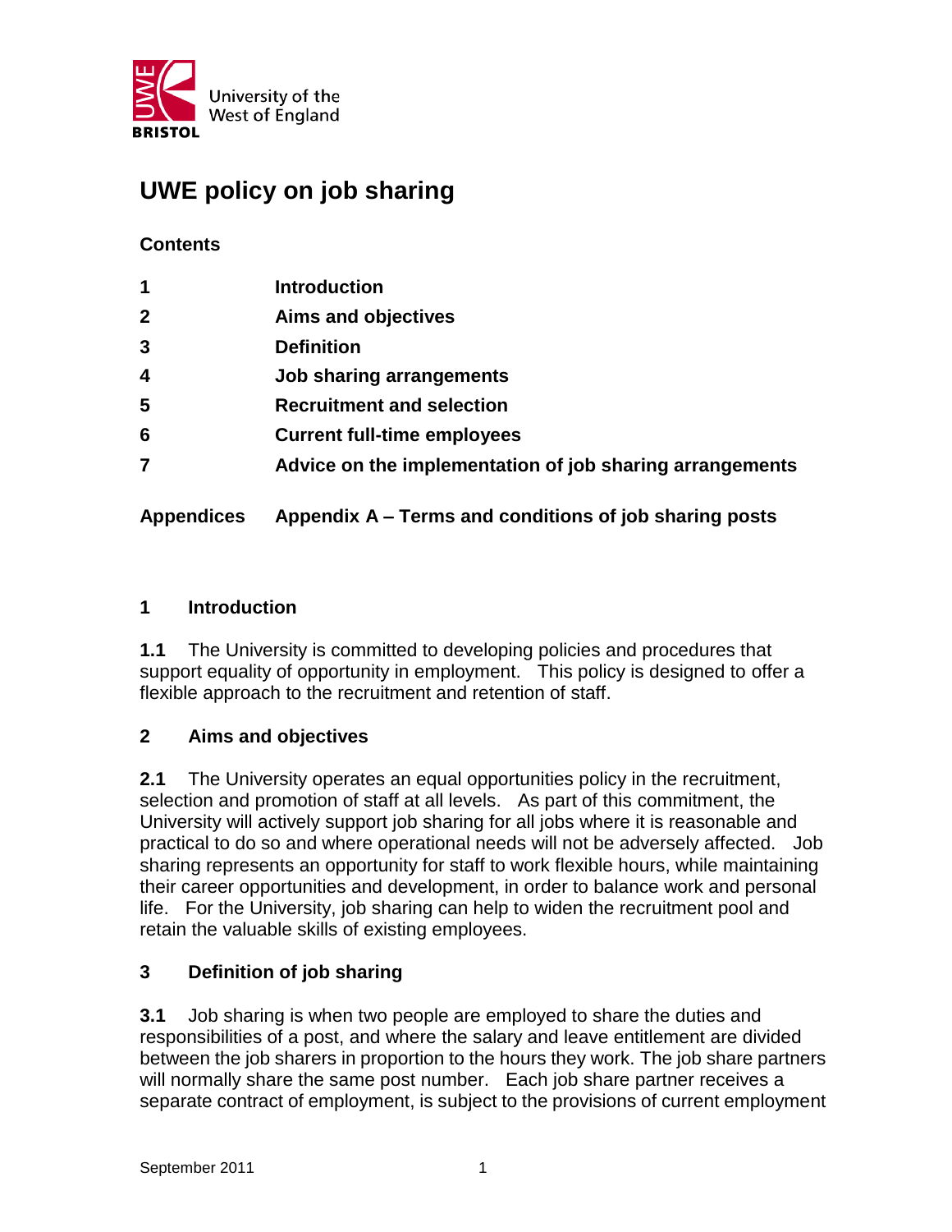University of the West of England
BRISTOL

# UWE policy on job sharing

**Contents**

| | |
|---|---|
| **1** | **Introduction** |
| **2** | **Aims and objectives** |
| **3** | **Definition** |
| **4** | **Job sharing arrangements** |
| **5** | **Recruitment and selection** |
| **6** | **Current full-time employees** |
| **7** | **Advice on the implementation of job sharing arrangements** |
| **Appendices** | **Appendix A – Terms and conditions of job sharing posts** |

## 1 Introduction

**1.1** The University is committed to developing policies and procedures that support equality of opportunity in employment. This policy is designed to offer a flexible approach to the recruitment and retention of staff.

## 2 Aims and objectives

**2.1** The University operates an equal opportunities policy in the recruitment, selection and promotion of staff at all levels. As part of this commitment, the University will actively support job sharing for all jobs where it is reasonable and practical to do so and where operational needs will not be adversely affected. Job sharing represents an opportunity for staff to work flexible hours, while maintaining their career opportunities and development, in order to balance work and personal life. For the University, job sharing can help to widen the recruitment pool and retain the valuable skills of existing employees.

## 3 Definition of job sharing

**3.1** Job sharing is when two people are employed to share the duties and responsibilities of a post, and where the salary and leave entitlement are divided between the job sharers in proportion to the hours they work. The job share partners will normally share the same post number. Each job share partner receives a separate contract of employment, is subject to the provisions of current employment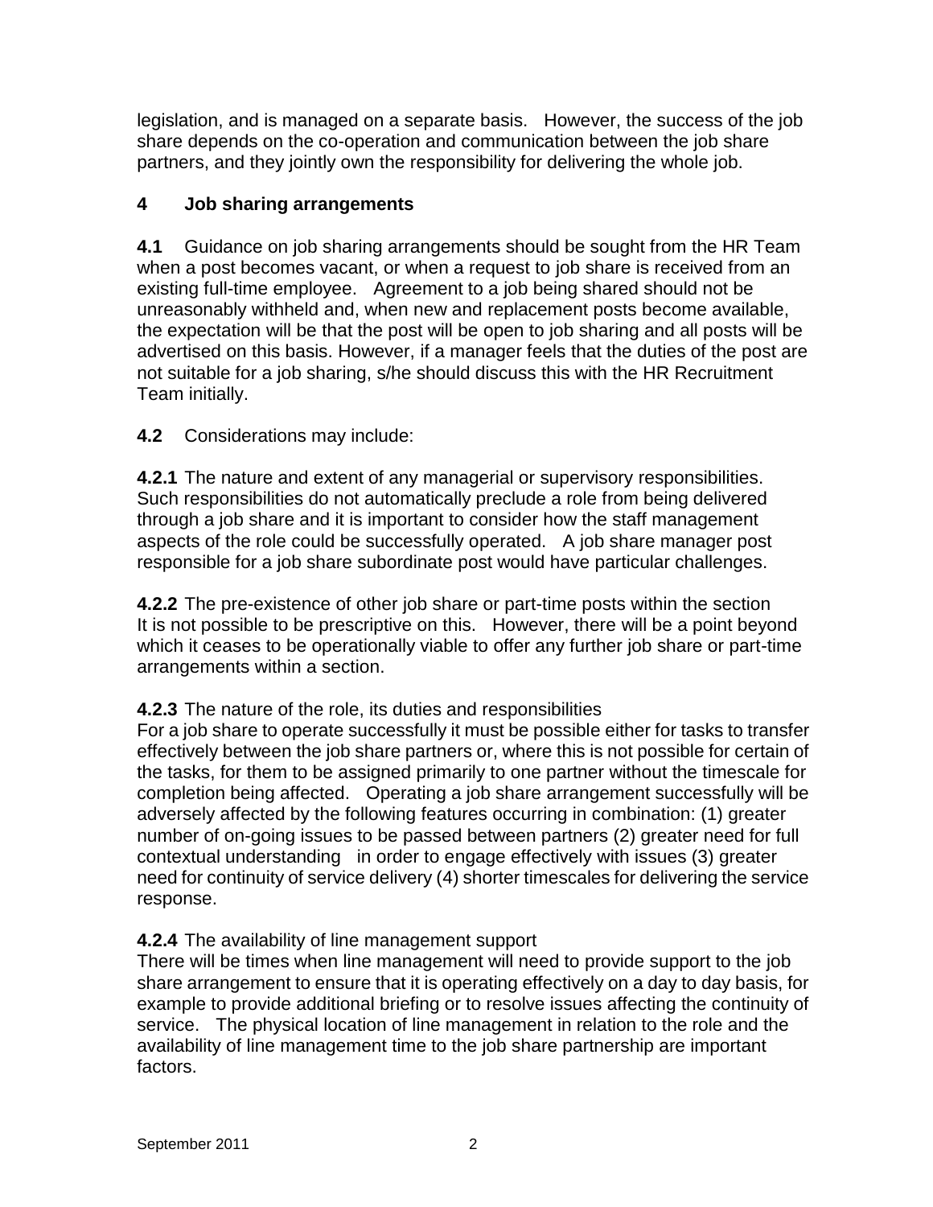legislation, and is managed on a separate basis. However, the success of the job share depends on the co-operation and communication between the job share partners, and they jointly own the responsibility for delivering the whole job.

## 4 Job sharing arrangements

**4.1** Guidance on job sharing arrangements should be sought from the HR Team when a post becomes vacant, or when a request to job share is received from an existing full-time employee. Agreement to a job being shared should not be unreasonably withheld and, when new and replacement posts become available, the expectation will be that the post will be open to job sharing and all posts will be advertised on this basis. However, if a manager feels that the duties of the post are not suitable for a job sharing, s/he should discuss this with the HR Recruitment Team initially.

**4.2** Considerations may include:

**4.2.1** The nature and extent of any managerial or supervisory responsibilities. Such responsibilities do not automatically preclude a role from being delivered through a job share and it is important to consider how the staff management aspects of the role could be successfully operated. A job share manager post responsible for a job share subordinate post would have particular challenges.

**4.2.2** The pre-existence of other job share or part-time posts within the section
It is not possible to be prescriptive on this. However, there will be a point beyond which it ceases to be operationally viable to offer any further job share or part-time arrangements within a section.

**4.2.3** The nature of the role, its duties and responsibilities
For a job share to operate successfully it must be possible either for tasks to transfer effectively between the job share partners or, where this is not possible for certain of the tasks, for them to be assigned primarily to one partner without the timescale for completion being affected. Operating a job share arrangement successfully will be adversely affected by the following features occurring in combination: (1) greater number of on-going issues to be passed between partners (2) greater need for full contextual understanding in order to engage effectively with issues (3) greater need for continuity of service delivery (4) shorter timescales for delivering the service response.

**4.2.4** The availability of line management support
There will be times when line management will need to provide support to the job share arrangement to ensure that it is operating effectively on a day to day basis, for example to provide additional briefing or to resolve issues affecting the continuity of service. The physical location of line management in relation to the role and the availability of line management time to the job share partnership are important factors.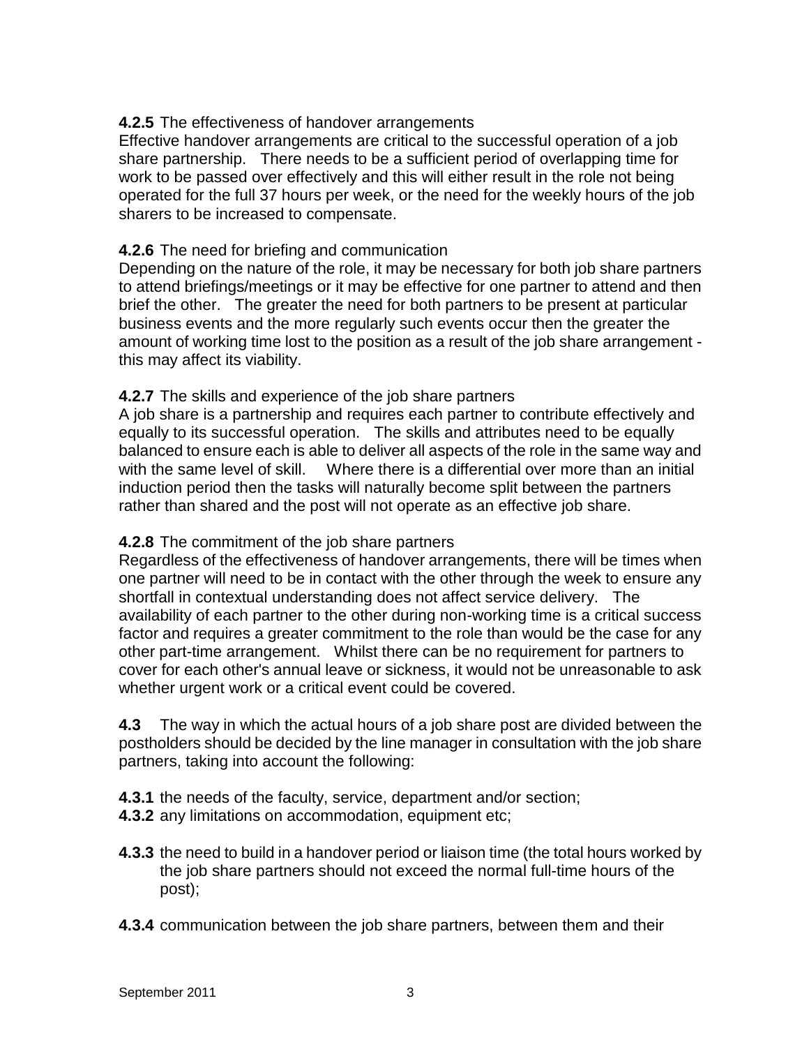**4.2.5** The effectiveness of handover arrangements
Effective handover arrangements are critical to the successful operation of a job share partnership. There needs to be a sufficient period of overlapping time for work to be passed over effectively and this will either result in the role not being operated for the full 37 hours per week, or the need for the weekly hours of the job sharers to be increased to compensate.

**4.2.6** The need for briefing and communication
Depending on the nature of the role, it may be necessary for both job share partners to attend briefings/meetings or it may be effective for one partner to attend and then brief the other. The greater the need for both partners to be present at particular business events and the more regularly such events occur then the greater the amount of working time lost to the position as a result of the job share arrangement - this may affect its viability.

**4.2.7** The skills and experience of the job share partners
A job share is a partnership and requires each partner to contribute effectively and equally to its successful operation. The skills and attributes need to be equally balanced to ensure each is able to deliver all aspects of the role in the same way and with the same level of skill. Where there is a differential over more than an initial induction period then the tasks will naturally become split between the partners rather than shared and the post will not operate as an effective job share.

**4.2.8** The commitment of the job share partners
Regardless of the effectiveness of handover arrangements, there will be times when one partner will need to be in contact with the other through the week to ensure any shortfall in contextual understanding does not affect service delivery. The availability of each partner to the other during non-working time is a critical success factor and requires a greater commitment to the role than would be the case for any other part-time arrangement. Whilst there can be no requirement for partners to cover for each other's annual leave or sickness, it would not be unreasonable to ask whether urgent work or a critical event could be covered.

**4.3** The way in which the actual hours of a job share post are divided between the postholders should be decided by the line manager in consultation with the job share partners, taking into account the following:

**4.3.1** the needs of the faculty, service, department and/or section;
**4.3.2** any limitations on accommodation, equipment etc;

**4.3.3** the need to build in a handover period or liaison time (the total hours worked by the job share partners should not exceed the normal full-time hours of the post);

**4.3.4** communication between the job share partners, between them and their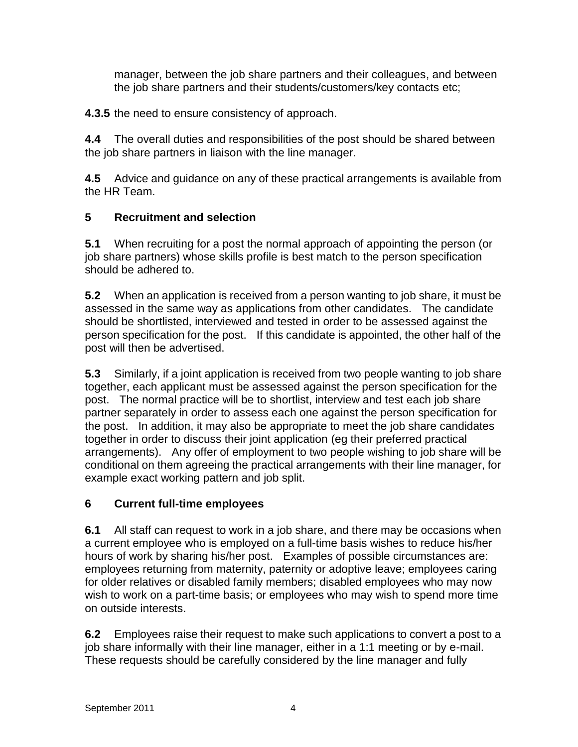manager, between the job share partners and their colleagues, and between the job share partners and their students/customers/key contacts etc;

**4.3.5** the need to ensure consistency of approach.

**4.4** The overall duties and responsibilities of the post should be shared between the job share partners in liaison with the line manager.

**4.5** Advice and guidance on any of these practical arrangements is available from the HR Team.

## 5 Recruitment and selection

**5.1** When recruiting for a post the normal approach of appointing the person (or job share partners) whose skills profile is best match to the person specification should be adhered to.

**5.2** When an application is received from a person wanting to job share, it must be assessed in the same way as applications from other candidates. The candidate should be shortlisted, interviewed and tested in order to be assessed against the person specification for the post. If this candidate is appointed, the other half of the post will then be advertised.

**5.3** Similarly, if a joint application is received from two people wanting to job share together, each applicant must be assessed against the person specification for the post. The normal practice will be to shortlist, interview and test each job share partner separately in order to assess each one against the person specification for the post. In addition, it may also be appropriate to meet the job share candidates together in order to discuss their joint application (eg their preferred practical arrangements). Any offer of employment to two people wishing to job share will be conditional on them agreeing the practical arrangements with their line manager, for example exact working pattern and job split.

## 6 Current full-time employees

**6.1** All staff can request to work in a job share, and there may be occasions when a current employee who is employed on a full-time basis wishes to reduce his/her hours of work by sharing his/her post. Examples of possible circumstances are: employees returning from maternity, paternity or adoptive leave; employees caring for older relatives or disabled family members; disabled employees who may now wish to work on a part-time basis; or employees who may wish to spend more time on outside interests.

**6.2** Employees raise their request to make such applications to convert a post to a job share informally with their line manager, either in a 1:1 meeting or by e-mail. These requests should be carefully considered by the line manager and fully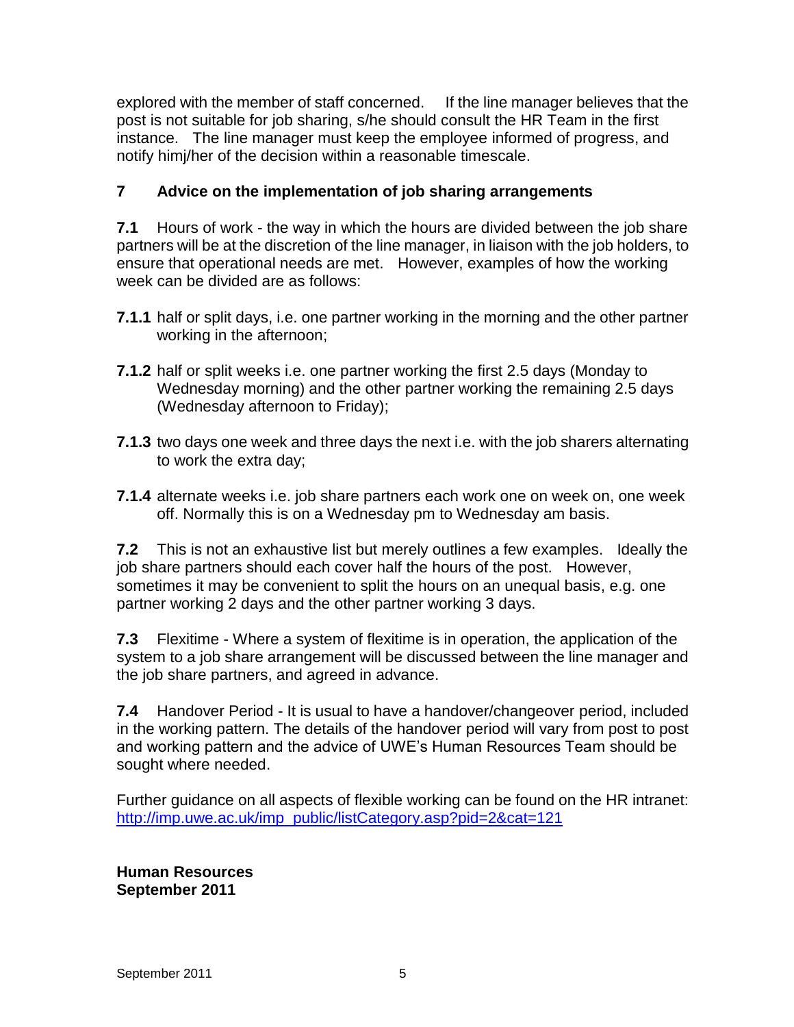explored with the member of staff concerned. If the line manager believes that the post is not suitable for job sharing, s/he should consult the HR Team in the first instance. The line manager must keep the employee informed of progress, and notify himj/her of the decision within a reasonable timescale.

## 7 Advice on the implementation of job sharing arrangements

**7.1** Hours of work - the way in which the hours are divided between the job share partners will be at the discretion of the line manager, in liaison with the job holders, to ensure that operational needs are met. However, examples of how the working week can be divided are as follows:

**7.1.1** half or split days, i.e. one partner working in the morning and the other partner working in the afternoon;

**7.1.2** half or split weeks i.e. one partner working the first 2.5 days (Monday to Wednesday morning) and the other partner working the remaining 2.5 days (Wednesday afternoon to Friday);

**7.1.3** two days one week and three days the next i.e. with the job sharers alternating to work the extra day;

**7.1.4** alternate weeks i.e. job share partners each work one on week on, one week off. Normally this is on a Wednesday pm to Wednesday am basis.

**7.2** This is not an exhaustive list but merely outlines a few examples. Ideally the job share partners should each cover half the hours of the post. However, sometimes it may be convenient to split the hours on an unequal basis, e.g. one partner working 2 days and the other partner working 3 days.

**7.3** Flexitime - Where a system of flexitime is in operation, the application of the system to a job share arrangement will be discussed between the line manager and the job share partners, and agreed in advance.

**7.4** Handover Period - It is usual to have a handover/changeover period, included in the working pattern. The details of the handover period will vary from post to post and working pattern and the advice of UWE's Human Resources Team should be sought where needed.

Further guidance on all aspects of flexible working can be found on the HR intranet: http://imp.uwe.ac.uk/imp_public/listCategory.asp?pid=2&cat=121

**Human Resources**
**September 2011**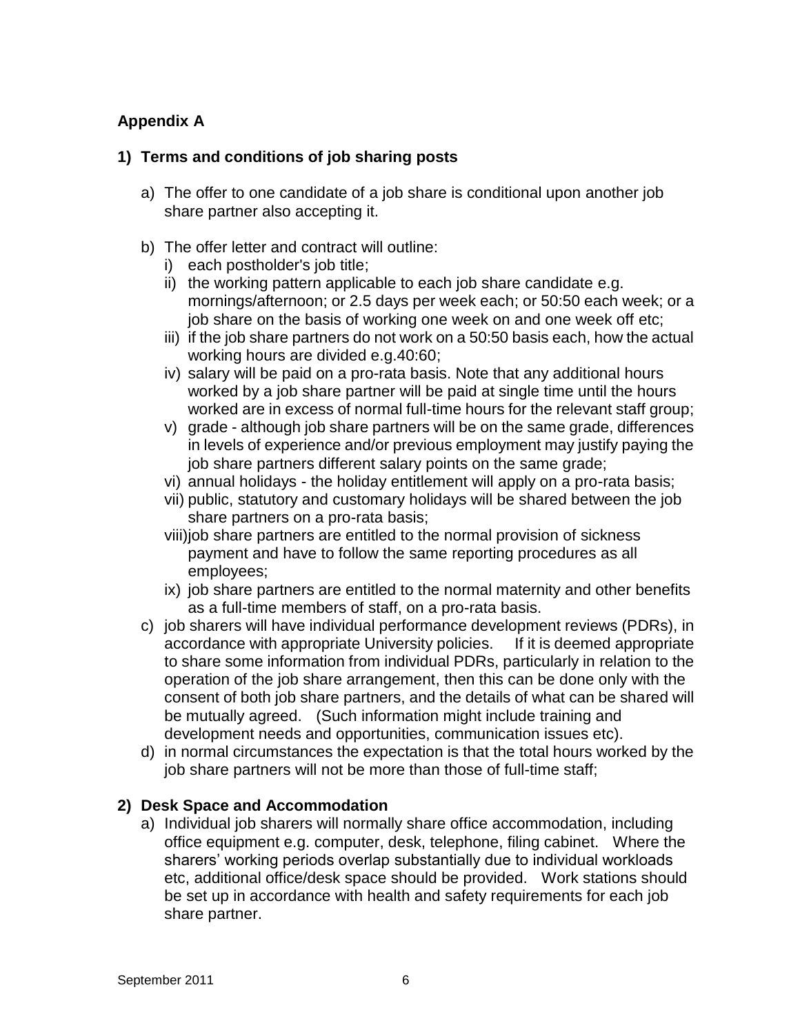## Appendix A

### 1) Terms and conditions of job sharing posts

a) The offer to one candidate of a job share is conditional upon another job share partner also accepting it.

b) The offer letter and contract will outline:
   i) each postholder's job title;
   ii) the working pattern applicable to each job share candidate e.g. mornings/afternoon; or 2.5 days per week each; or 50:50 each week; or a job share on the basis of working one week on and one week off etc;
   iii) if the job share partners do not work on a 50:50 basis each, how the actual working hours are divided e.g.40:60;
   iv) salary will be paid on a pro-rata basis. Note that any additional hours worked by a job share partner will be paid at single time until the hours worked are in excess of normal full-time hours for the relevant staff group;
   v) grade - although job share partners will be on the same grade, differences in levels of experience and/or previous employment may justify paying the job share partners different salary points on the same grade;
   vi) annual holidays - the holiday entitlement will apply on a pro-rata basis;
   vii) public, statutory and customary holidays will be shared between the job share partners on a pro-rata basis;
   viii) job share partners are entitled to the normal provision of sickness payment and have to follow the same reporting procedures as all employees;
   ix) job share partners are entitled to the normal maternity and other benefits as a full-time members of staff, on a pro-rata basis.

c) job sharers will have individual performance development reviews (PDRs), in accordance with appropriate University policies. If it is deemed appropriate to share some information from individual PDRs, particularly in relation to the operation of the job share arrangement, then this can be done only with the consent of both job share partners, and the details of what can be shared will be mutually agreed. (Such information might include training and development needs and opportunities, communication issues etc).

d) in normal circumstances the expectation is that the total hours worked by the job share partners will not be more than those of full-time staff;

### 2) Desk Space and Accommodation

a) Individual job sharers will normally share office accommodation, including office equipment e.g. computer, desk, telephone, filing cabinet. Where the sharers' working periods overlap substantially due to individual workloads etc, additional office/desk space should be provided. Work stations should be set up in accordance with health and safety requirements for each job share partner.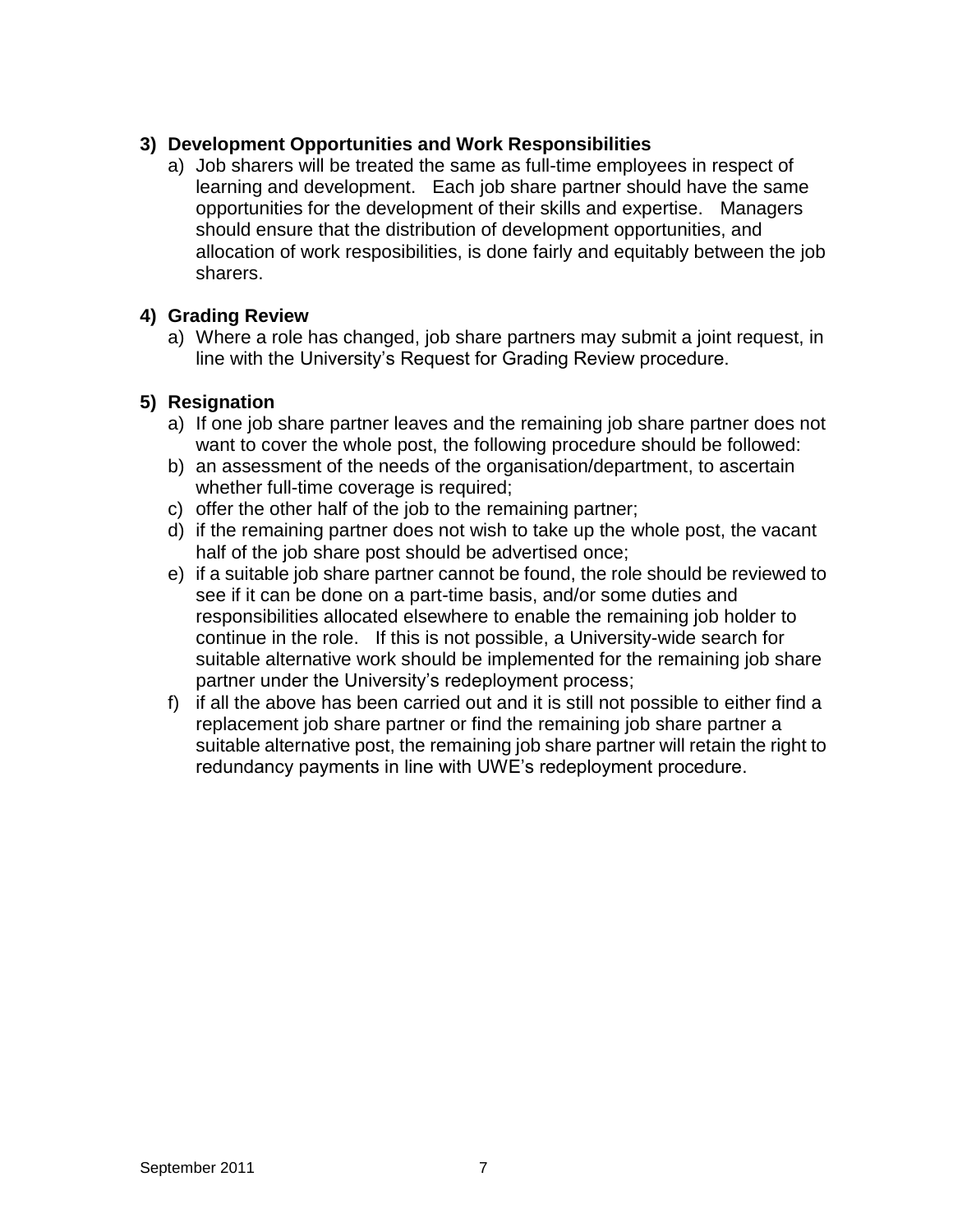## 3) Development Opportunities and Work Responsibilities

a) Job sharers will be treated the same as full-time employees in respect of learning and development. Each job share partner should have the same opportunities for the development of their skills and expertise. Managers should ensure that the distribution of development opportunities, and allocation of work resposibilities, is done fairly and equitably between the job sharers.

## 4) Grading Review

a) Where a role has changed, job share partners may submit a joint request, in line with the University's Request for Grading Review procedure.

## 5) Resignation

a) If one job share partner leaves and the remaining job share partner does not want to cover the whole post, the following procedure should be followed:
b) an assessment of the needs of the organisation/department, to ascertain whether full-time coverage is required;
c) offer the other half of the job to the remaining partner;
d) if the remaining partner does not wish to take up the whole post, the vacant half of the job share post should be advertised once;
e) if a suitable job share partner cannot be found, the role should be reviewed to see if it can be done on a part-time basis, and/or some duties and responsibilities allocated elsewhere to enable the remaining job holder to continue in the role. If this is not possible, a University-wide search for suitable alternative work should be implemented for the remaining job share partner under the University's redeployment process;
f) if all the above has been carried out and it is still not possible to either find a replacement job share partner or find the remaining job share partner a suitable alternative post, the remaining job share partner will retain the right to redundancy payments in line with UWE's redeployment procedure.